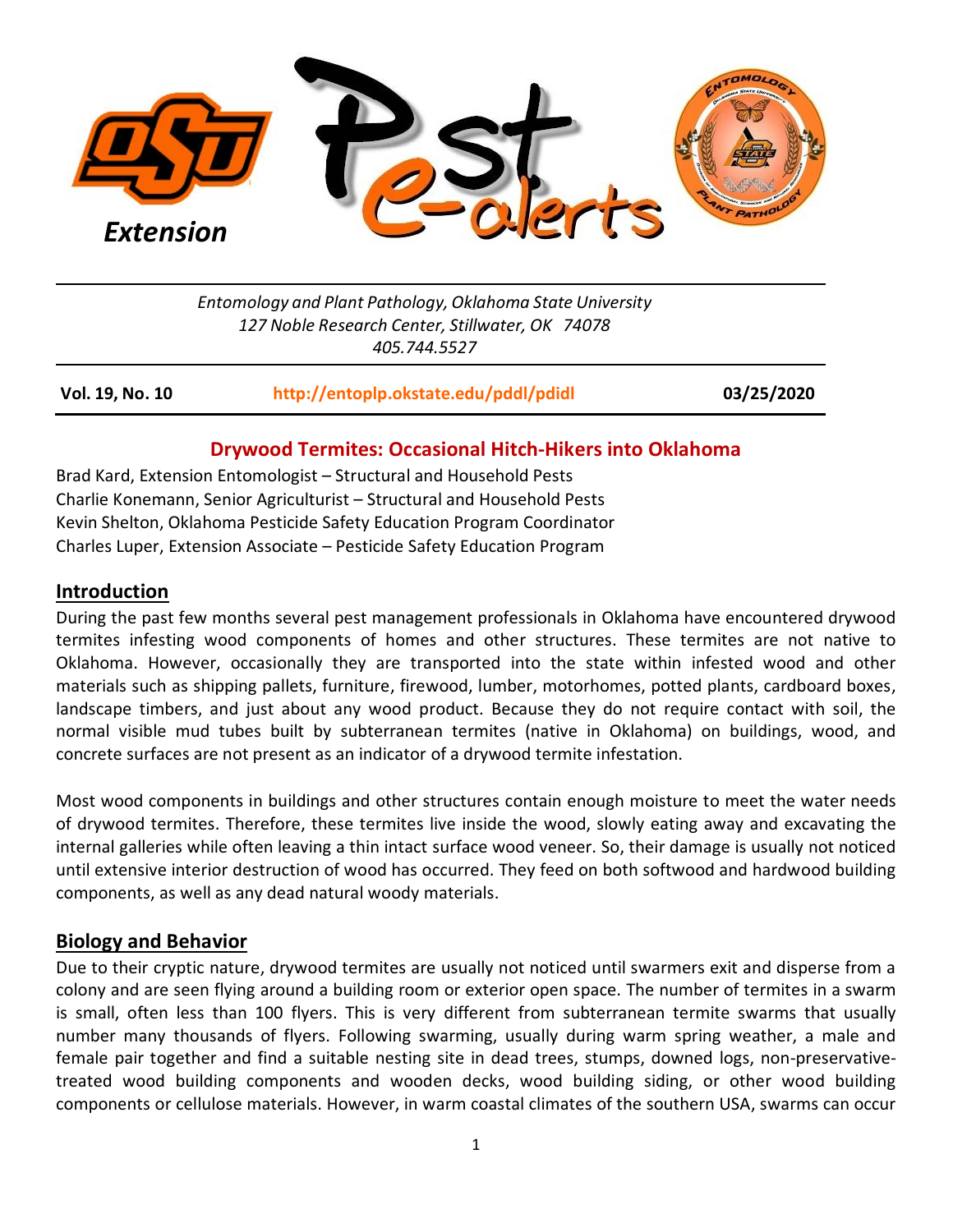Extension

# Pest e-alerts

*Entomology and Plant Pathology, Oklahoma State University*
*127 Noble Research Center, Stillwater, OK 74078*
*405.744.5527*

**Vol. 19, No. 10** | **http://entoplp.okstate.edu/pddl/pdidl** | **03/25/2020**

## Drywood Termites: Occasional Hitch-Hikers into Oklahoma

Brad Kard, Extension Entomologist – Structural and Household Pests
Charlie Konemann, Senior Agriculturist – Structural and Household Pests
Kevin Shelton, Oklahoma Pesticide Safety Education Program Coordinator
Charles Luper, Extension Associate – Pesticide Safety Education Program

### Introduction

During the past few months several pest management professionals in Oklahoma have encountered drywood termites infesting wood components of homes and other structures. These termites are not native to Oklahoma. However, occasionally they are transported into the state within infested wood and other materials such as shipping pallets, furniture, firewood, lumber, motorhomes, potted plants, cardboard boxes, landscape timbers, and just about any wood product. Because they do not require contact with soil, the normal visible mud tubes built by subterranean termites (native in Oklahoma) on buildings, wood, and concrete surfaces are not present as an indicator of a drywood termite infestation.

Most wood components in buildings and other structures contain enough moisture to meet the water needs of drywood termites. Therefore, these termites live inside the wood, slowly eating away and excavating the internal galleries while often leaving a thin intact surface wood veneer. So, their damage is usually not noticed until extensive interior destruction of wood has occurred. They feed on both softwood and hardwood building components, as well as any dead natural woody materials.

### Biology and Behavior

Due to their cryptic nature, drywood termites are usually not noticed until swarmers exit and disperse from a colony and are seen flying around a building room or exterior open space. The number of termites in a swarm is small, often less than 100 flyers. This is very different from subterranean termite swarms that usually number many thousands of flyers. Following swarming, usually during warm spring weather, a male and female pair together and find a suitable nesting site in dead trees, stumps, downed logs, non-preservative-treated wood building components and wooden decks, wood building siding, or other wood building components or cellulose materials. However, in warm coastal climates of the southern USA, swarms can occur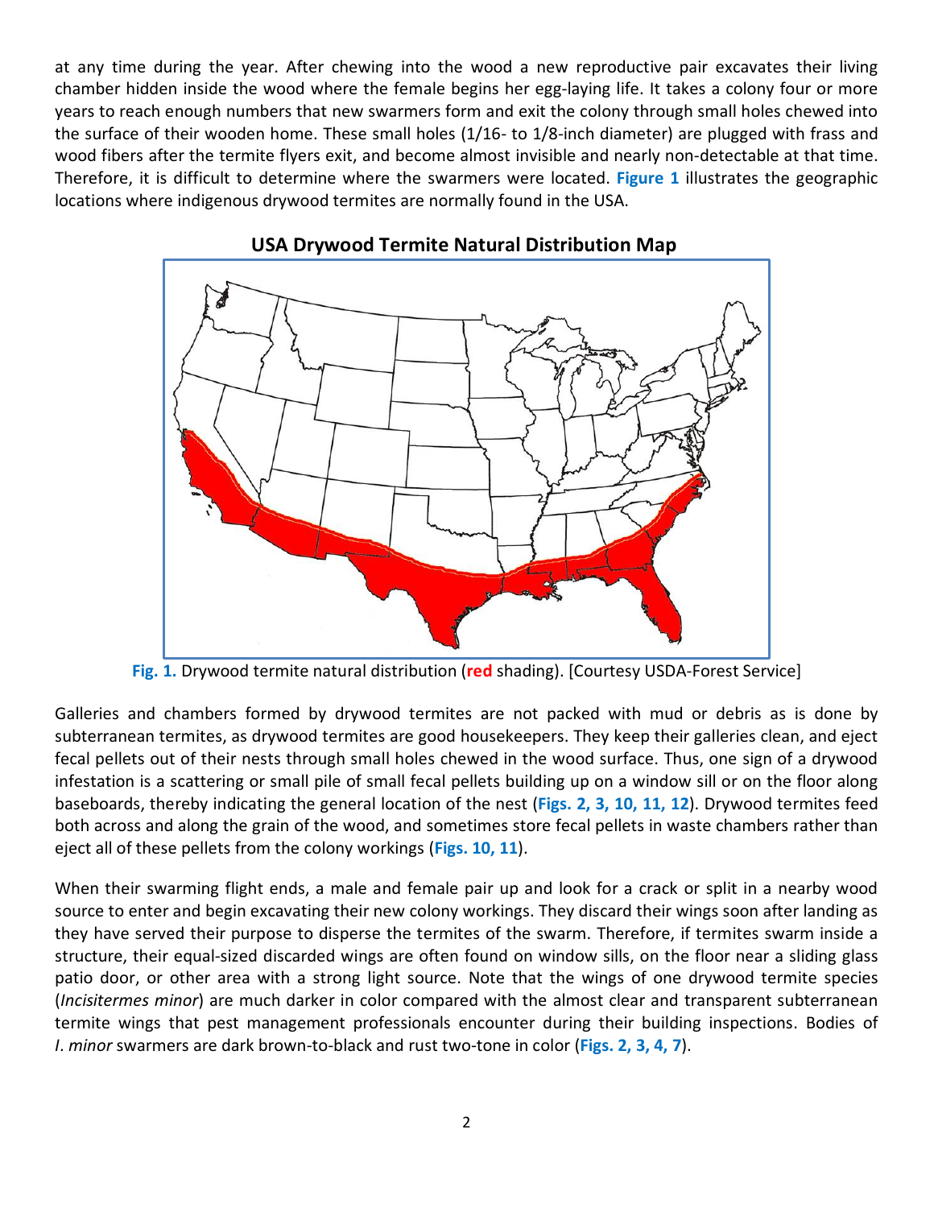at any time during the year. After chewing into the wood a new reproductive pair excavates their living chamber hidden inside the wood where the female begins her egg-laying life. It takes a colony four or more years to reach enough numbers that new swarmers form and exit the colony through small holes chewed into the surface of their wooden home. These small holes (1/16- to 1/8-inch diameter) are plugged with frass and wood fibers after the termite flyers exit, and become almost invisible and nearly non-detectable at that time. Therefore, it is difficult to determine where the swarmers were located. **Figure 1** illustrates the geographic locations where indigenous drywood termites are normally found in the USA.

**USA Drywood Termite Natural Distribution Map**

**Fig. 1.** Drywood termite natural distribution (**red** shading). [Courtesy USDA-Forest Service]

Galleries and chambers formed by drywood termites are not packed with mud or debris as is done by subterranean termites, as drywood termites are good housekeepers. They keep their galleries clean, and eject fecal pellets out of their nests through small holes chewed in the wood surface. Thus, one sign of a drywood infestation is a scattering or small pile of small fecal pellets building up on a window sill or on the floor along baseboards, thereby indicating the general location of the nest (**Figs. 2, 3, 10, 11, 12**). Drywood termites feed both across and along the grain of the wood, and sometimes store fecal pellets in waste chambers rather than eject all of these pellets from the colony workings (**Figs. 10, 11**).

When their swarming flight ends, a male and female pair up and look for a crack or split in a nearby wood source to enter and begin excavating their new colony workings. They discard their wings soon after landing as they have served their purpose to disperse the termites of the swarm. Therefore, if termites swarm inside a structure, their equal-sized discarded wings are often found on window sills, on the floor near a sliding glass patio door, or other area with a strong light source. Note that the wings of one drywood termite species (*Incisitermes minor*) are much darker in color compared with the almost clear and transparent subterranean termite wings that pest management professionals encounter during their building inspections. Bodies of *I. minor* swarmers are dark brown-to-black and rust two-tone in color (**Figs. 2, 3, 4, 7**).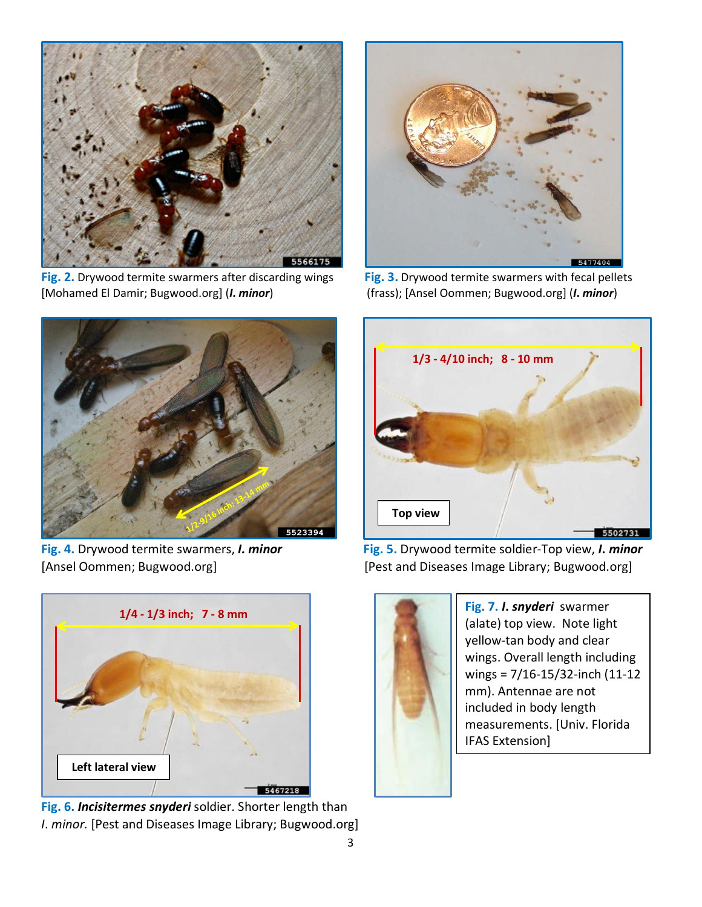**Fig. 2.** Drywood termite swarmers after discarding wings [Mohamed El Damir; Bugwood.org] (***I. minor***)

**Fig. 3.** Drywood termite swarmers with fecal pellets (frass); [Ansel Oommen; Bugwood.org] (***I. minor***)

**Fig. 4.** Drywood termite swarmers, ***I. minor*** [Ansel Oommen; Bugwood.org]

**Fig. 5.** Drywood termite soldier-Top view, ***I. minor*** [Pest and Diseases Image Library; Bugwood.org]

**Fig. 6.** ***Incisitermes snyderi*** soldier. Shorter length than *I. minor.* [Pest and Diseases Image Library; Bugwood.org]

**Fig. 7.** ***I. snyderi*** swarmer (alate) top view. Note light yellow-tan body and clear wings. Overall length including wings = 7/16-15/32-inch (11-12 mm). Antennae are not included in body length measurements. [Univ. Florida IFAS Extension]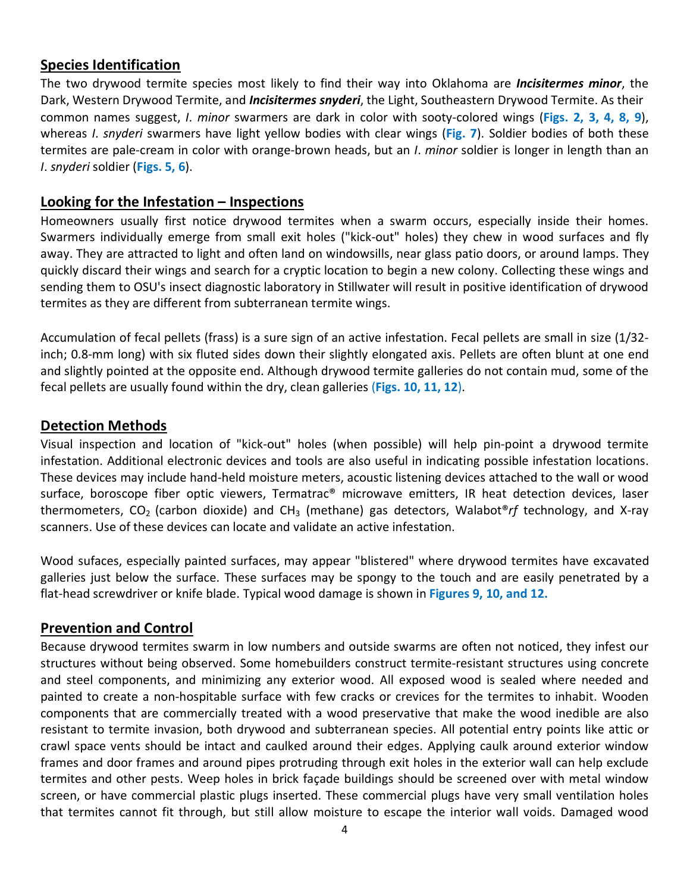## Species Identification

The two drywood termite species most likely to find their way into Oklahoma are ***Incisitermes minor***, the Dark, Western Drywood Termite, and ***Incisitermes snyderi***, the Light, Southeastern Drywood Termite. As their common names suggest, *I. minor* swarmers are dark in color with sooty-colored wings (**Figs. 2, 3, 4, 8, 9**), whereas *I. snyderi* swarmers have light yellow bodies with clear wings (**Fig. 7**). Soldier bodies of both these termites are pale-cream in color with orange-brown heads, but an *I. minor* soldier is longer in length than an *I. snyderi* soldier (**Figs. 5, 6**).

## Looking for the Infestation – Inspections

Homeowners usually first notice drywood termites when a swarm occurs, especially inside their homes. Swarmers individually emerge from small exit holes ("kick-out" holes) they chew in wood surfaces and fly away. They are attracted to light and often land on windowsills, near glass patio doors, or around lamps. They quickly discard their wings and search for a cryptic location to begin a new colony. Collecting these wings and sending them to OSU's insect diagnostic laboratory in Stillwater will result in positive identification of drywood termites as they are different from subterranean termite wings.

Accumulation of fecal pellets (frass) is a sure sign of an active infestation. Fecal pellets are small in size (1/32-inch; 0.8-mm long) with six fluted sides down their slightly elongated axis. Pellets are often blunt at one end and slightly pointed at the opposite end. Although drywood termite galleries do not contain mud, some of the fecal pellets are usually found within the dry, clean galleries (**Figs. 10, 11, 12**).

## Detection Methods

Visual inspection and location of "kick-out" holes (when possible) will help pin-point a drywood termite infestation. Additional electronic devices and tools are also useful in indicating possible infestation locations. These devices may include hand-held moisture meters, acoustic listening devices attached to the wall or wood surface, boroscope fiber optic viewers, Termatrac® microwave emitters, IR heat detection devices, laser thermometers, $CO_2$ (carbon dioxide) and $CH_3$ (methane) gas detectors, Walabot®*rf* technology, and X-ray scanners. Use of these devices can locate and validate an active infestation.

Wood sufaces, especially painted surfaces, may appear "blistered" where drywood termites have excavated galleries just below the surface. These surfaces may be spongy to the touch and are easily penetrated by a flat-head screwdriver or knife blade. Typical wood damage is shown in **Figures 9, 10, and 12.**

## Prevention and Control

Because drywood termites swarm in low numbers and outside swarms are often not noticed, they infest our structures without being observed. Some homebuilders construct termite-resistant structures using concrete and steel components, and minimizing any exterior wood. All exposed wood is sealed where needed and painted to create a non-hospitable surface with few cracks or crevices for the termites to inhabit. Wooden components that are commercially treated with a wood preservative that make the wood inedible are also resistant to termite invasion, both drywood and subterranean species. All potential entry points like attic or crawl space vents should be intact and caulked around their edges. Applying caulk around exterior window frames and door frames and around pipes protruding through exit holes in the exterior wall can help exclude termites and other pests. Weep holes in brick façade buildings should be screened over with metal window screen, or have commercial plastic plugs inserted. These commercial plugs have very small ventilation holes that termites cannot fit through, but still allow moisture to escape the interior wall voids. Damaged wood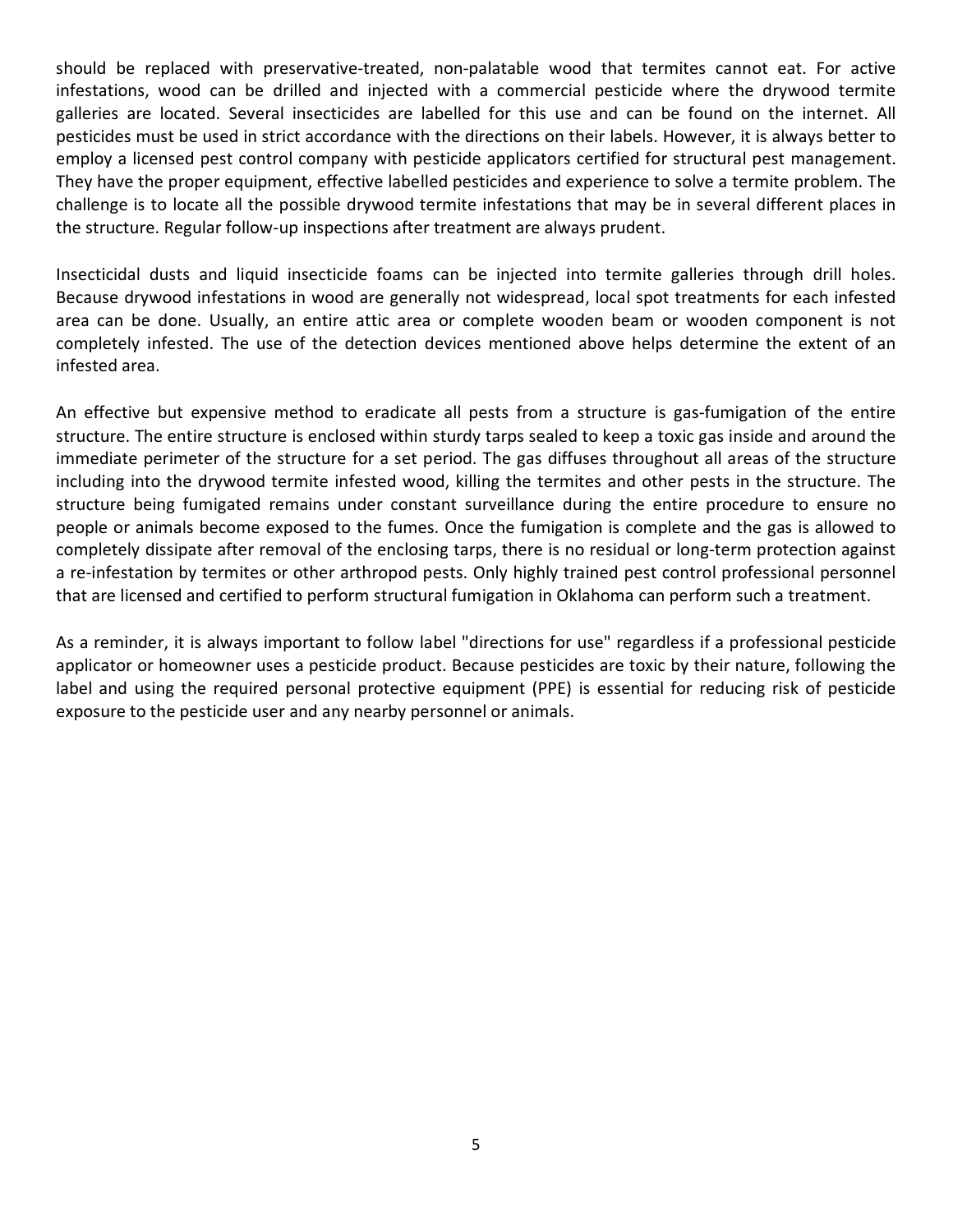should be replaced with preservative-treated, non-palatable wood that termites cannot eat. For active infestations, wood can be drilled and injected with a commercial pesticide where the drywood termite galleries are located. Several insecticides are labelled for this use and can be found on the internet. All pesticides must be used in strict accordance with the directions on their labels. However, it is always better to employ a licensed pest control company with pesticide applicators certified for structural pest management. They have the proper equipment, effective labelled pesticides and experience to solve a termite problem. The challenge is to locate all the possible drywood termite infestations that may be in several different places in the structure. Regular follow-up inspections after treatment are always prudent.

Insecticidal dusts and liquid insecticide foams can be injected into termite galleries through drill holes. Because drywood infestations in wood are generally not widespread, local spot treatments for each infested area can be done. Usually, an entire attic area or complete wooden beam or wooden component is not completely infested. The use of the detection devices mentioned above helps determine the extent of an infested area.

An effective but expensive method to eradicate all pests from a structure is gas-fumigation of the entire structure. The entire structure is enclosed within sturdy tarps sealed to keep a toxic gas inside and around the immediate perimeter of the structure for a set period. The gas diffuses throughout all areas of the structure including into the drywood termite infested wood, killing the termites and other pests in the structure. The structure being fumigated remains under constant surveillance during the entire procedure to ensure no people or animals become exposed to the fumes. Once the fumigation is complete and the gas is allowed to completely dissipate after removal of the enclosing tarps, there is no residual or long-term protection against a re-infestation by termites or other arthropod pests. Only highly trained pest control professional personnel that are licensed and certified to perform structural fumigation in Oklahoma can perform such a treatment.

As a reminder, it is always important to follow label "directions for use" regardless if a professional pesticide applicator or homeowner uses a pesticide product. Because pesticides are toxic by their nature, following the label and using the required personal protective equipment (PPE) is essential for reducing risk of pesticide exposure to the pesticide user and any nearby personnel or animals.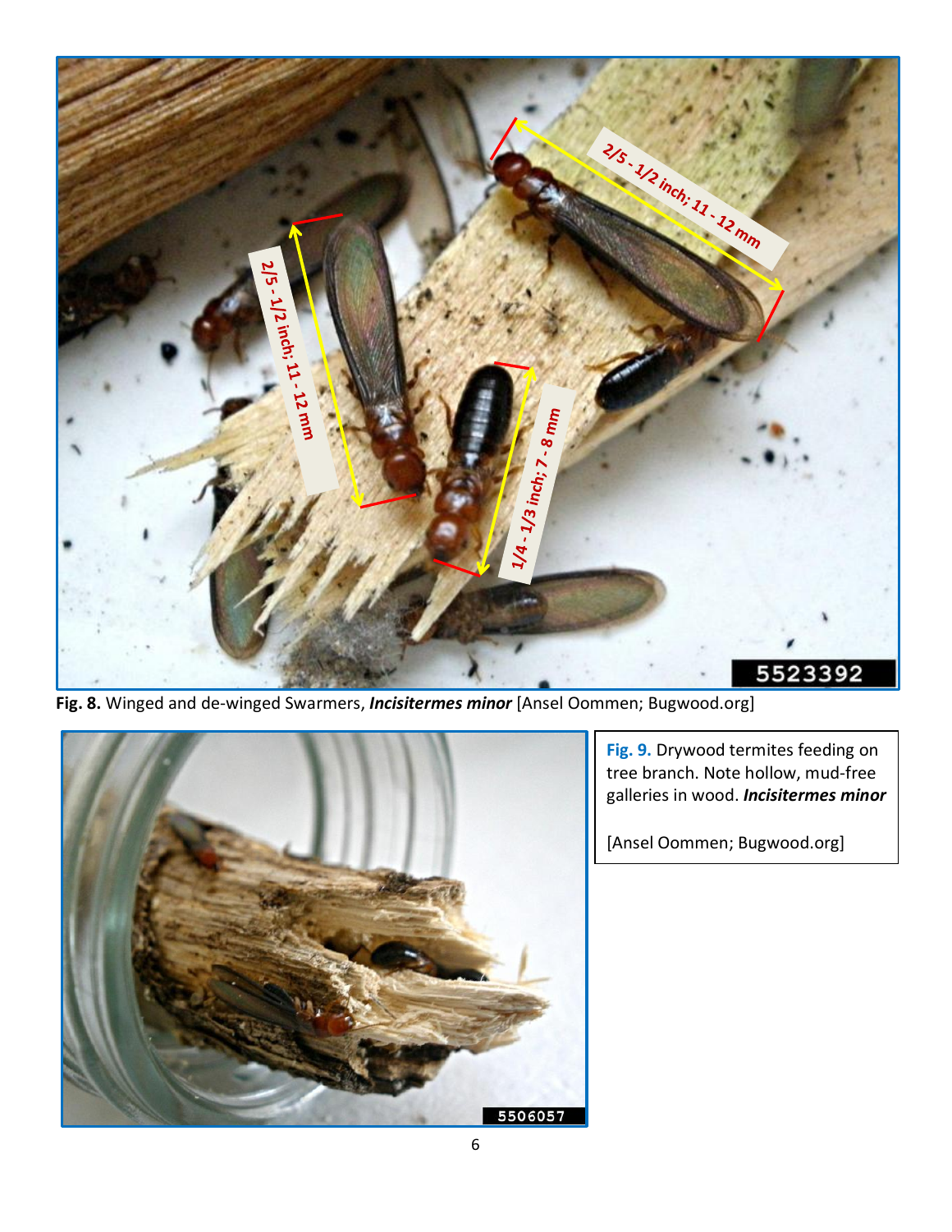**Fig. 8.** Winged and de-winged Swarmers, ***Incisitermes minor*** [Ansel Oommen; Bugwood.org]

**Fig. 9.** Drywood termites feeding on tree branch. Note hollow, mud-free galleries in wood. ***Incisitermes minor***

[Ansel Oommen; Bugwood.org]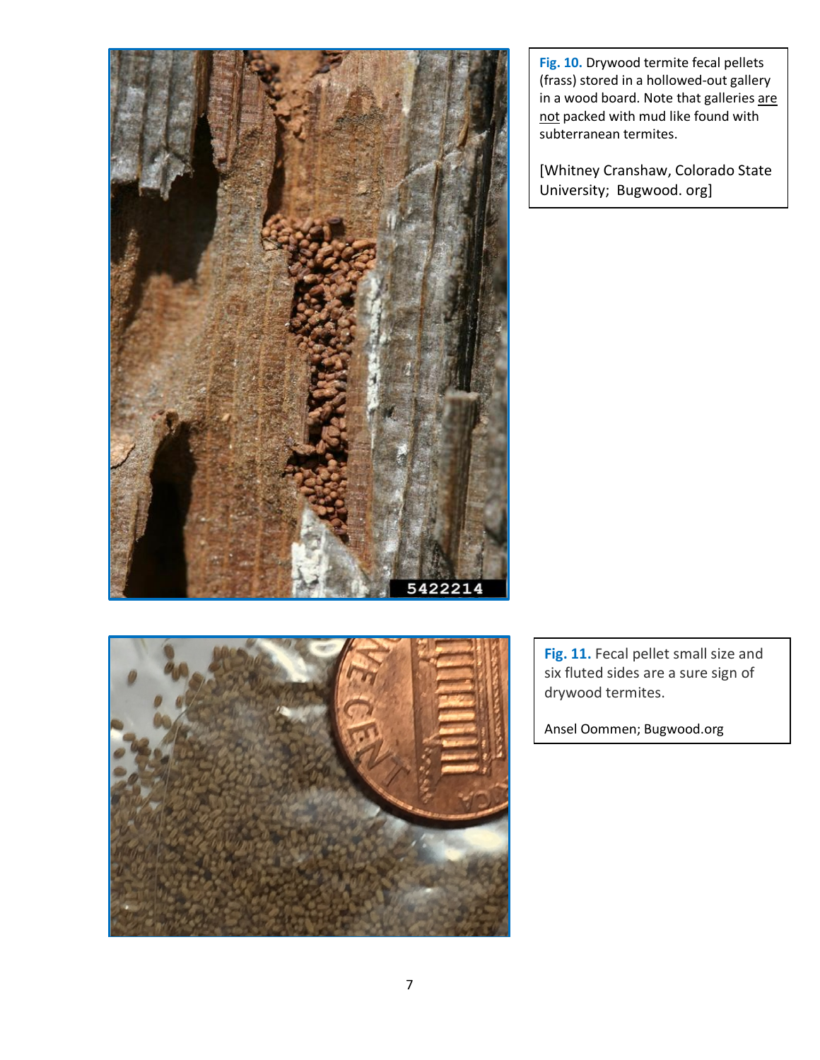**Fig. 10.** Drywood termite fecal pellets (frass) stored in a hollowed-out gallery in a wood board. Note that galleries are not packed with mud like found with subterranean termites.

[Whitney Cranshaw, Colorado State University; Bugwood. org]

**Fig. 11.** Fecal pellet small size and six fluted sides are a sure sign of drywood termites.

Ansel Oommen; Bugwood.org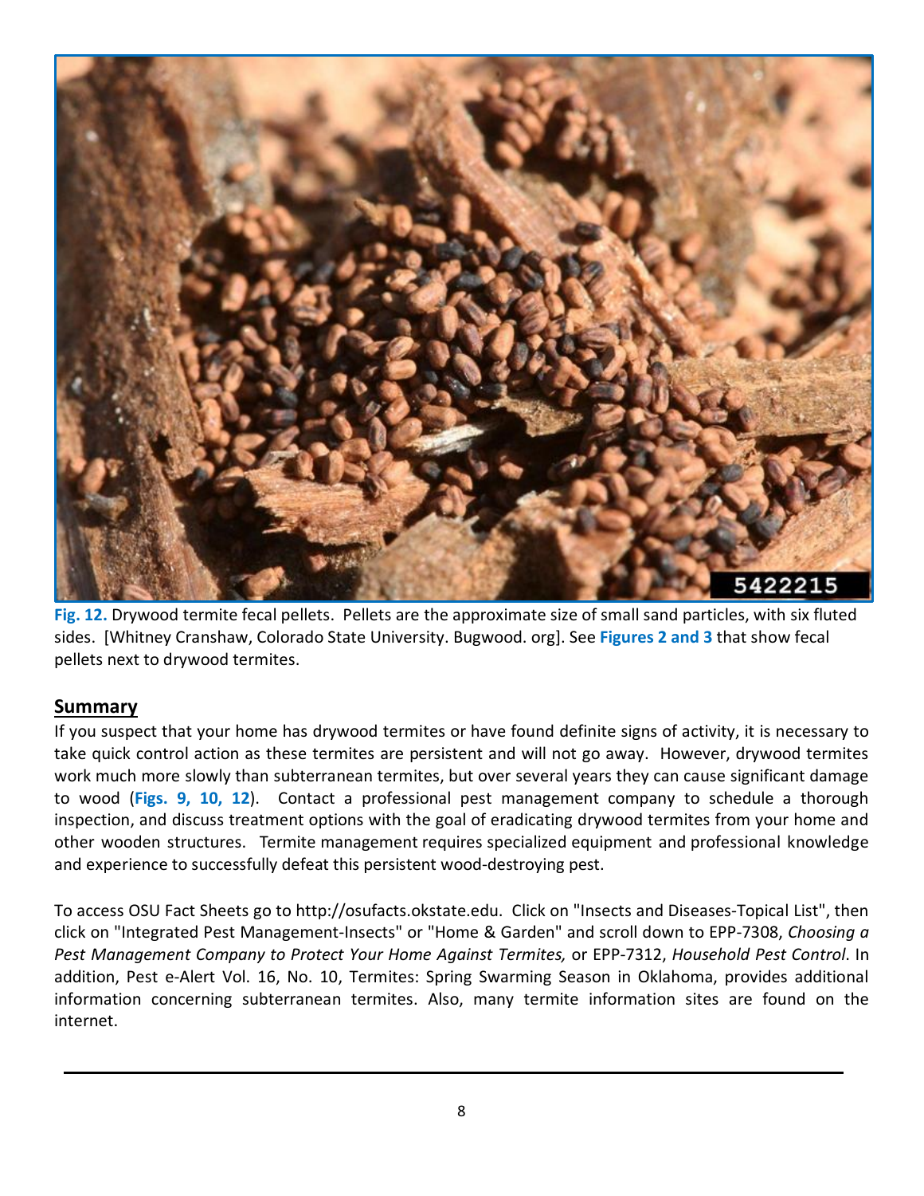**Fig. 12.** Drywood termite fecal pellets. Pellets are the approximate size of small sand particles, with six fluted sides. [Whitney Cranshaw, Colorado State University. Bugwood. org]. See **Figures 2 and 3** that show fecal pellets next to drywood termites.

## Summary

If you suspect that your home has drywood termites or have found definite signs of activity, it is necessary to take quick control action as these termites are persistent and will not go away. However, drywood termites work much more slowly than subterranean termites, but over several years they can cause significant damage to wood (**Figs. 9, 10, 12**). Contact a professional pest management company to schedule a thorough inspection, and discuss treatment options with the goal of eradicating drywood termites from your home and other wooden structures. Termite management requires specialized equipment and professional knowledge and experience to successfully defeat this persistent wood-destroying pest.

To access OSU Fact Sheets go to http://osufacts.okstate.edu. Click on "Insects and Diseases-Topical List", then click on "Integrated Pest Management-Insects" or "Home & Garden" and scroll down to EPP-7308, *Choosing a Pest Management Company to Protect Your Home Against Termites,* or EPP-7312, *Household Pest Control*. In addition, Pest e-Alert Vol. 16, No. 10, Termites: Spring Swarming Season in Oklahoma, provides additional information concerning subterranean termites. Also, many termite information sites are found on the internet.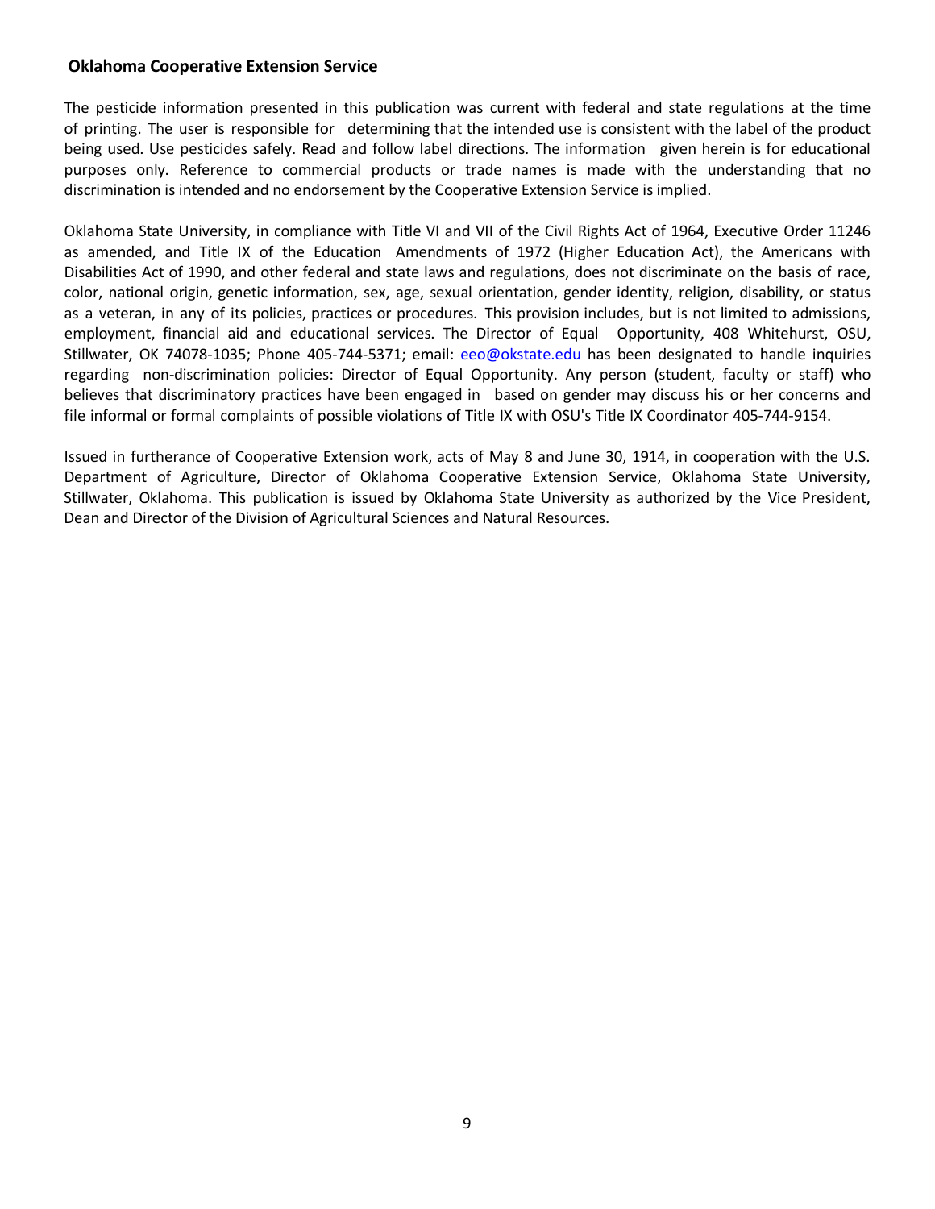**Oklahoma Cooperative Extension Service**

The pesticide information presented in this publication was current with federal and state regulations at the time of printing. The user is responsible for determining that the intended use is consistent with the label of the product being used. Use pesticides safely. Read and follow label directions. The information given herein is for educational purposes only. Reference to commercial products or trade names is made with the understanding that no discrimination is intended and no endorsement by the Cooperative Extension Service is implied.

Oklahoma State University, in compliance with Title VI and VII of the Civil Rights Act of 1964, Executive Order 11246 as amended, and Title IX of the Education Amendments of 1972 (Higher Education Act), the Americans with Disabilities Act of 1990, and other federal and state laws and regulations, does not discriminate on the basis of race, color, national origin, genetic information, sex, age, sexual orientation, gender identity, religion, disability, or status as a veteran, in any of its policies, practices or procedures. This provision includes, but is not limited to admissions, employment, financial aid and educational services. The Director of Equal Opportunity, 408 Whitehurst, OSU, Stillwater, OK 74078-1035; Phone 405-744-5371; email: eeo@okstate.edu has been designated to handle inquiries regarding non-discrimination policies: Director of Equal Opportunity. Any person (student, faculty or staff) who believes that discriminatory practices have been engaged in based on gender may discuss his or her concerns and file informal or formal complaints of possible violations of Title IX with OSU's Title IX Coordinator 405-744-9154.

Issued in furtherance of Cooperative Extension work, acts of May 8 and June 30, 1914, in cooperation with the U.S. Department of Agriculture, Director of Oklahoma Cooperative Extension Service, Oklahoma State University, Stillwater, Oklahoma. This publication is issued by Oklahoma State University as authorized by the Vice President, Dean and Director of the Division of Agricultural Sciences and Natural Resources.